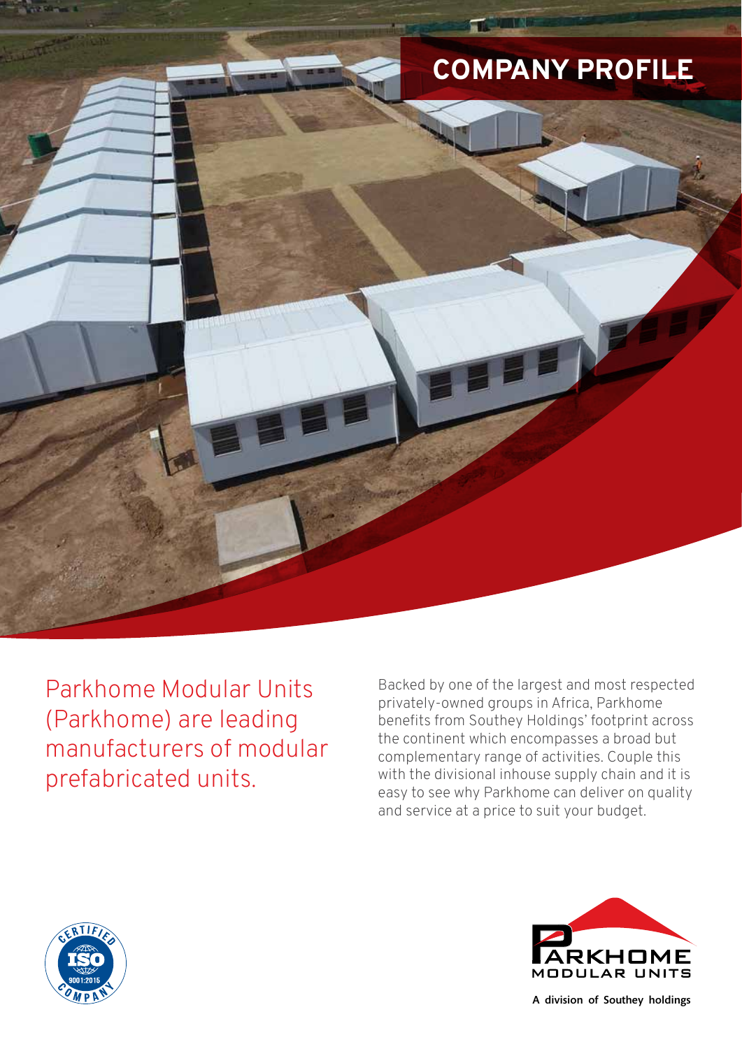# COMPANY PROFILE

Parkhome Modular Units (Parkhome) are leading manufacturers of modular prefabricated units.

Backed by one of the largest and most respected privately-owned groups in Africa, Parkhome benefits from Southey Holdings' footprint across the continent which encompasses a broad but complementary range of activities. Couple this with the divisional inhouse supply chain and it is easy to see why Parkhome can deliver on quality and service at a price to suit your budget.

CERTIFIED ISO 9001:2015 COMPANY

PARKHOME MODULAR UNITS

A division of Southey holdings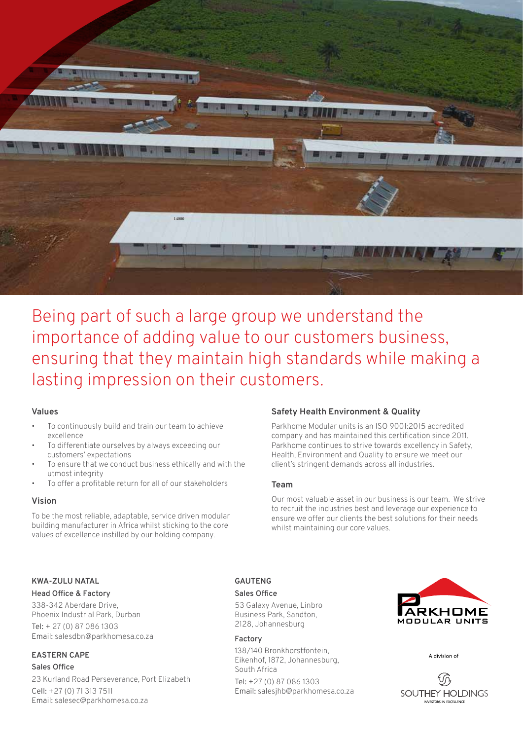Being part of such a large group we understand the importance of adding value to our customers business, ensuring that they maintain high standards while making a lasting impression on their customers.

### Values

- To continuously build and train our team to achieve excellence
- To differentiate ourselves by always exceeding our customers' expectations
- To ensure that we conduct business ethically and with the utmost integrity
- To offer a profitable return for all of our stakeholders

### Vision

To be the most reliable, adaptable, service driven modular building manufacturer in Africa whilst sticking to the core values of excellence instilled by our holding company.

### Safety Health Environment & Quality

Parkhome Modular units is an ISO 9001:2015 accredited company and has maintained this certification since 2011. Parkhome continues to strive towards excellency in Safety, Health, Environment and Quality to ensure we meet our client's stringent demands across all industries.

### Team

Our most valuable asset in our business is our team. We strive to recruit the industries best and leverage our experience to ensure we offer our clients the best solutions for their needs whilst maintaining our core values.

#### KWA-ZULU NATAL

**Head Office & Factory**

338-342 Aberdare Drive,
Phoenix Industrial Park, Durban
Tel: + 27 (0) 87 086 1303
Email: salesdbn@parkhomesa.co.za

#### EASTERN CAPE

**Sales Office**

23 Kurland Road Perseverance, Port Elizabeth
Cell: +27 (0) 71 313 7511
Email: salesec@parkhomesa.co.za

#### GAUTENG

**Sales Office**

53 Galaxy Avenue, Linbro
Business Park, Sandton,
2128, Johannesburg

**Factory**

138/140 Bronkhorstfontein,
Eikenhof, 1872, Johannesburg,
South Africa
Tel: +27 (0) 87 086 1303
Email: salesjhb@parkhomesa.co.za

PARKHOME MODULAR UNITS

A division of

SOUTHEY HOLDINGS
INVESTORS IN EXCELLENCE